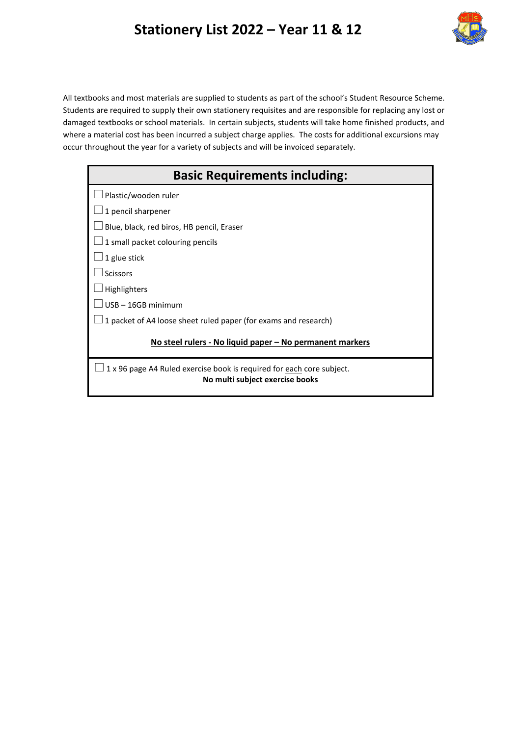# Stationery List 2022 – Year 11 & 12

All textbooks and most materials are supplied to students as part of the school's Student Resource Scheme. Students are required to supply their own stationery requisites and are responsible for replacing any lost or damaged textbooks or school materials. In certain subjects, students will take home finished products, and where a material cost has been incurred a subject charge applies. The costs for additional excursions may occur throughout the year for a variety of subjects and will be invoiced separately.

## Basic Requirements including:

- ☐ Plastic/wooden ruler
- ☐ 1 pencil sharpener
- ☐ Blue, black, red biros, HB pencil, Eraser
- ☐ 1 small packet colouring pencils
- ☐ 1 glue stick
- ☐ Scissors
- ☐ Highlighters
- ☐ USB – 16GB minimum
- ☐ 1 packet of A4 loose sheet ruled paper (for exams and research)

**No steel rulers - No liquid paper – No permanent markers**

- ☐ 1 x 96 page A4 Ruled exercise book is required for each core subject.

**No multi subject exercise books**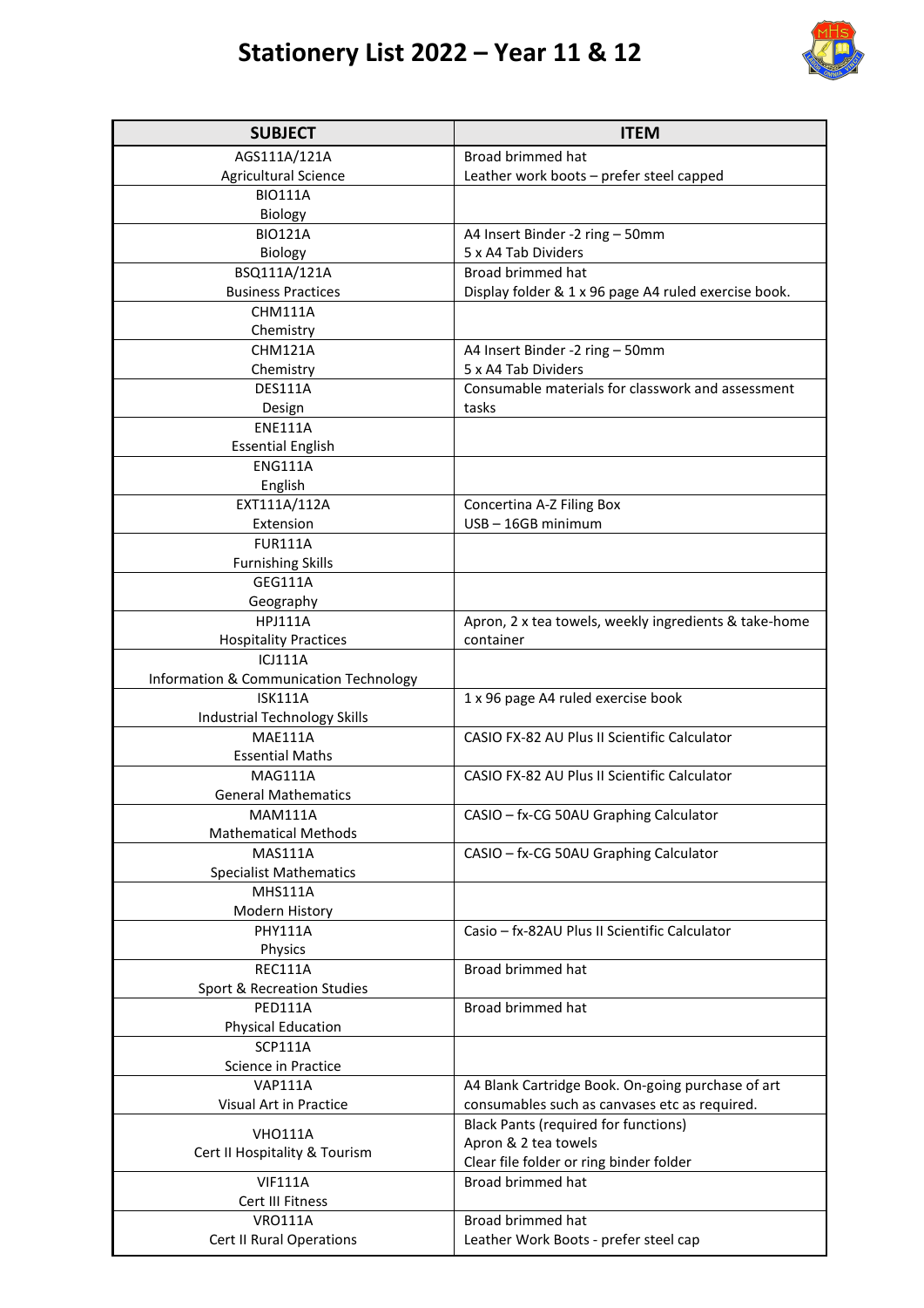# Stationery List 2022 – Year 11 & 12

| SUBJECT | ITEM |
|---|---|
| AGS111A/121A<br>Agricultural Science | Broad brimmed hat<br>Leather work boots – prefer steel capped |
| BIO111A<br>Biology | |
| BIO121A<br>Biology | A4 Insert Binder -2 ring – 50mm<br>5 x A4 Tab Dividers |
| BSQ111A/121A<br>Business Practices | Broad brimmed hat<br>Display folder & 1 x 96 page A4 ruled exercise book. |
| CHM111A<br>Chemistry | |
| CHM121A<br>Chemistry | A4 Insert Binder -2 ring – 50mm<br>5 x A4 Tab Dividers |
| DES111A<br>Design | Consumable materials for classwork and assessment tasks |
| ENE111A<br>Essential English | |
| ENG111A<br>English | |
| EXT111A/112A<br>Extension | Concertina A-Z Filing Box<br>USB – 16GB minimum |
| FUR111A<br>Furnishing Skills | |
| GEG111A<br>Geography | |
| HPJ111A<br>Hospitality Practices | Apron, 2 x tea towels, weekly ingredients & take-home container |
| ICJ111A<br>Information & Communication Technology | |
| ISK111A<br>Industrial Technology Skills | 1 x 96 page A4 ruled exercise book |
| MAE111A<br>Essential Maths | CASIO FX-82 AU Plus II Scientific Calculator |
| MAG111A<br>General Mathematics | CASIO FX-82 AU Plus II Scientific Calculator |
| MAM111A<br>Mathematical Methods | CASIO – fx-CG 50AU Graphing Calculator |
| MAS111A<br>Specialist Mathematics | CASIO – fx-CG 50AU Graphing Calculator |
| MHS111A<br>Modern History | |
| PHY111A<br>Physics | Casio – fx-82AU Plus II Scientific Calculator |
| REC111A<br>Sport & Recreation Studies | Broad brimmed hat |
| PED111A<br>Physical Education | Broad brimmed hat |
| SCP111A<br>Science in Practice | |
| VAP111A<br>Visual Art in Practice | A4 Blank Cartridge Book. On-going purchase of art consumables such as canvases etc as required. |
| VHO111A<br>Cert II Hospitality & Tourism | Black Pants (required for functions)<br>Apron & 2 tea towels<br>Clear file folder or ring binder folder |
| VIF111A<br>Cert III Fitness | Broad brimmed hat |
| VRO111A<br>Cert II Rural Operations | Broad brimmed hat<br>Leather Work Boots - prefer steel cap |